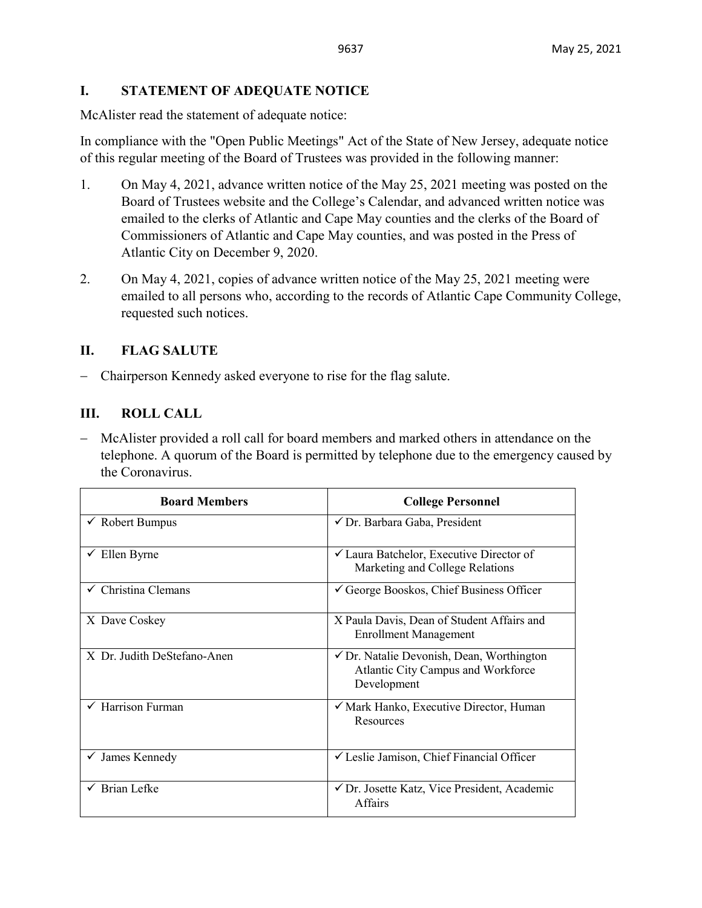## I. STATEMENT OF ADEQUATE NOTICE

McAlister read the statement of adequate notice:

In compliance with the "Open Public Meetings" Act of the State of New Jersey, adequate notice of this regular meeting of the Board of Trustees was provided in the following manner:

1. On May 4, 2021, advance written notice of the May 25, 2021 meeting was posted on the Board of Trustees website and the College's Calendar, and advanced written notice was emailed to the clerks of Atlantic and Cape May counties and the clerks of the Board of Commissioners of Atlantic and Cape May counties, and was posted in the Press of Atlantic City on December 9, 2020.

2. On May 4, 2021, copies of advance written notice of the May 25, 2021 meeting were emailed to all persons who, according to the records of Atlantic Cape Community College, requested such notices.

## II. FLAG SALUTE

- Chairperson Kennedy asked everyone to rise for the flag salute.

## III. ROLL CALL

- McAlister provided a roll call for board members and marked others in attendance on the telephone. A quorum of the Board is permitted by telephone due to the emergency caused by the Coronavirus.

| Board Members | College Personnel |
|---|---|
| ✓ Robert Bumpus | ✓ Dr. Barbara Gaba, President |
| ✓ Ellen Byrne | ✓ Laura Batchelor, Executive Director of Marketing and College Relations |
| ✓ Christina Clemans | ✓ George Booskos, Chief Business Officer |
| X Dave Coskey | X Paula Davis, Dean of Student Affairs and Enrollment Management |
| X Dr. Judith DeStefano-Anen | ✓ Dr. Natalie Devonish, Dean, Worthington Atlantic City Campus and Workforce Development |
| ✓ Harrison Furman | ✓ Mark Hanko, Executive Director, Human Resources |
| ✓ James Kennedy | ✓ Leslie Jamison, Chief Financial Officer |
| ✓ Brian Lefke | ✓ Dr. Josette Katz, Vice President, Academic Affairs |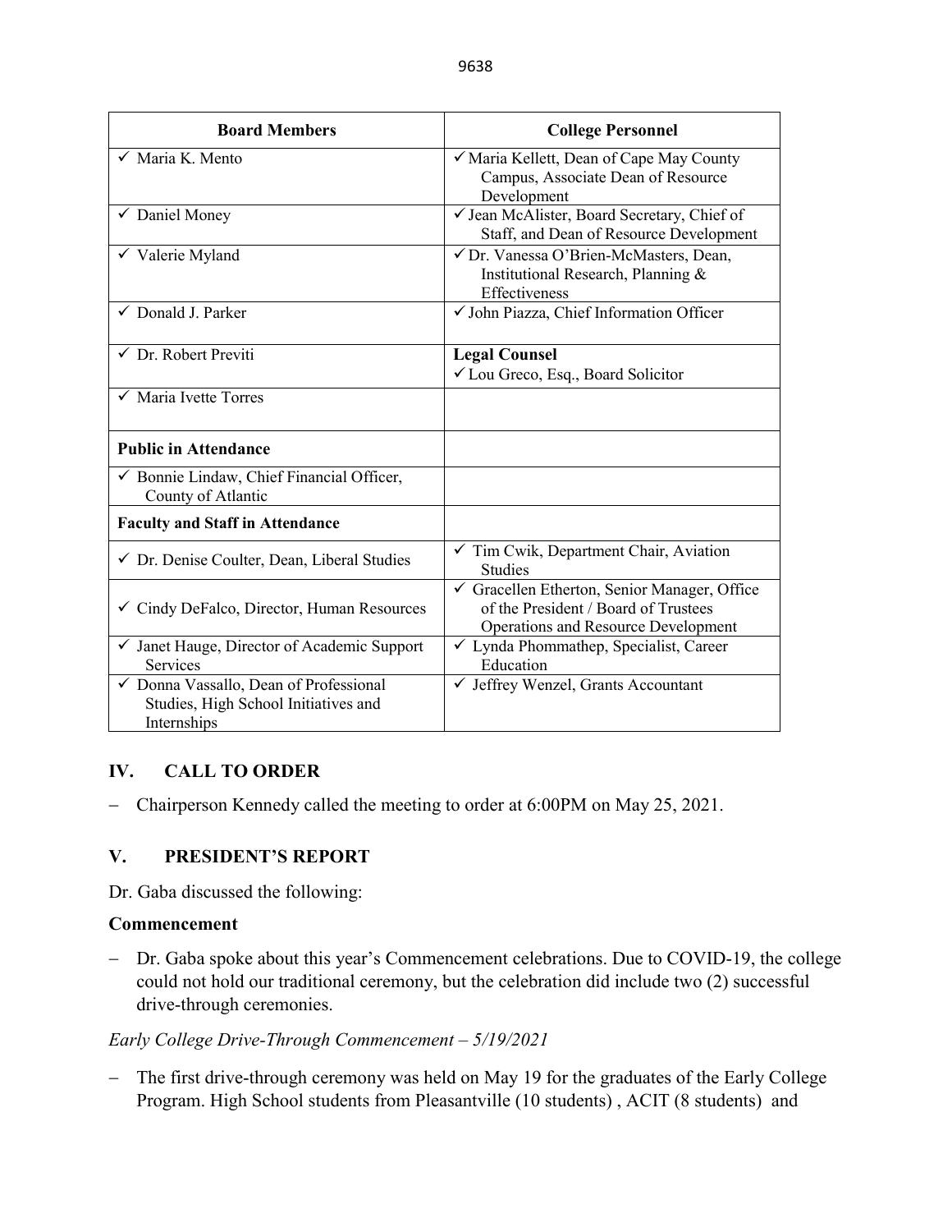| Board Members | College Personnel |
|---|---|
| ✓ Maria K. Mento | ✓ Maria Kellett, Dean of Cape May County Campus, Associate Dean of Resource Development |
| ✓ Daniel Money | ✓ Jean McAlister, Board Secretary, Chief of Staff, and Dean of Resource Development |
| ✓ Valerie Myland | ✓ Dr. Vanessa O'Brien-McMasters, Dean, Institutional Research, Planning & Effectiveness |
| ✓ Donald J. Parker | ✓ John Piazza, Chief Information Officer |
| ✓ Dr. Robert Previti | **Legal Counsel**<br>✓ Lou Greco, Esq., Board Solicitor |
| ✓ Maria Ivette Torres | |
| **Public in Attendance** | |
| ✓ Bonnie Lindaw, Chief Financial Officer, County of Atlantic | |
| **Faculty and Staff in Attendance** | |
| ✓ Dr. Denise Coulter, Dean, Liberal Studies | ✓ Tim Cwik, Department Chair, Aviation Studies |
| ✓ Cindy DeFalco, Director, Human Resources | ✓ Gracellen Etherton, Senior Manager, Office of the President / Board of Trustees Operations and Resource Development |
| ✓ Janet Hauge, Director of Academic Support Services | ✓ Lynda Phommathep, Specialist, Career Education |
| ✓ Donna Vassallo, Dean of Professional Studies, High School Initiatives and Internships | ✓ Jeffrey Wenzel, Grants Accountant |

## IV. CALL TO ORDER

- Chairperson Kennedy called the meeting to order at 6:00PM on May 25, 2021.

## V. PRESIDENT'S REPORT

Dr. Gaba discussed the following:

### Commencement

- Dr. Gaba spoke about this year's Commencement celebrations. Due to COVID-19, the college could not hold our traditional ceremony, but the celebration did include two (2) successful drive-through ceremonies.

*Early College Drive-Through Commencement – 5/19/2021*

- The first drive-through ceremony was held on May 19 for the graduates of the Early College Program. High School students from Pleasantville (10 students) , ACIT (8 students) and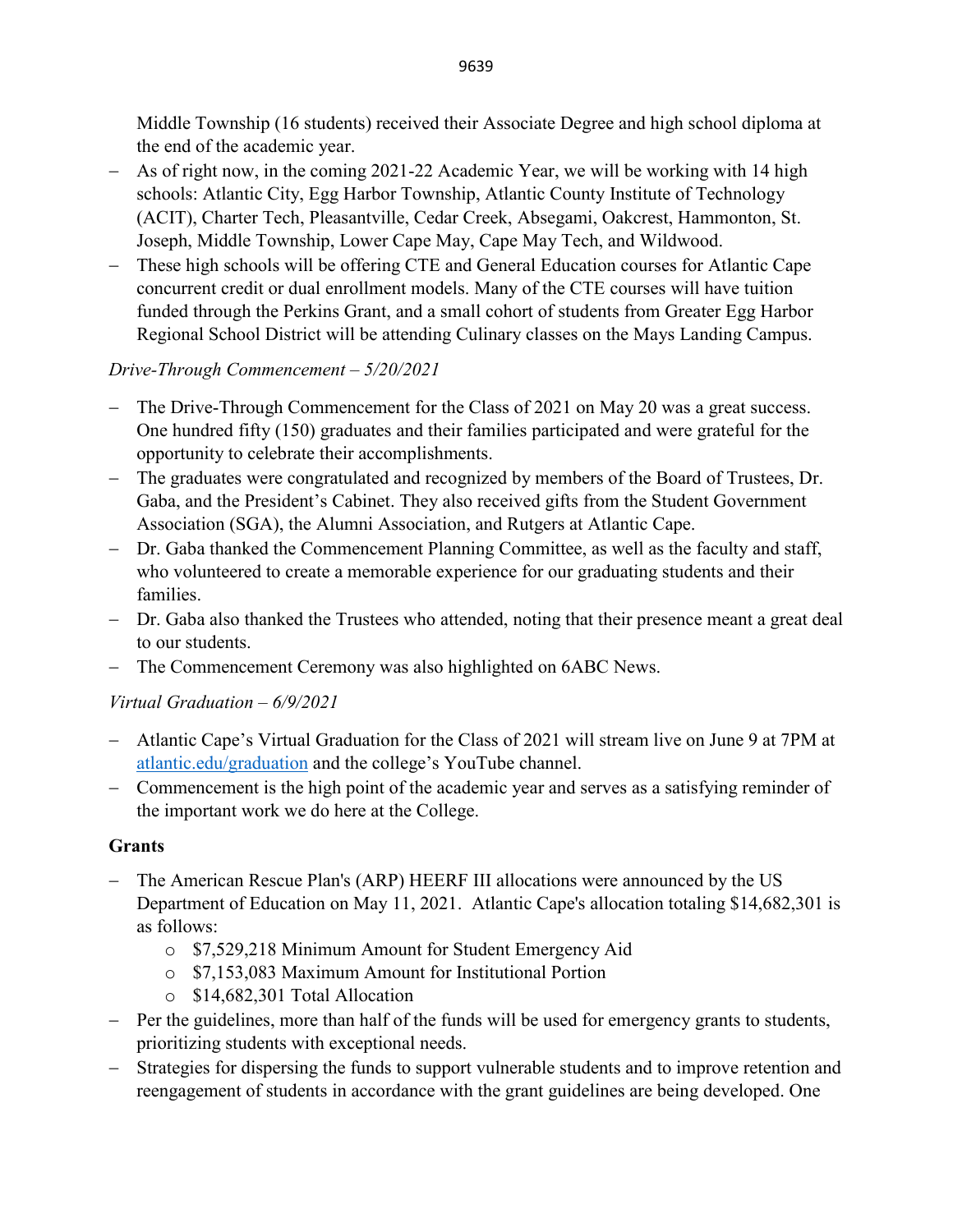Middle Township (16 students) received their Associate Degree and high school diploma at the end of the academic year.

- As of right now, in the coming 2021-22 Academic Year, we will be working with 14 high schools: Atlantic City, Egg Harbor Township, Atlantic County Institute of Technology (ACIT), Charter Tech, Pleasantville, Cedar Creek, Absegami, Oakcrest, Hammonton, St. Joseph, Middle Township, Lower Cape May, Cape May Tech, and Wildwood.
- These high schools will be offering CTE and General Education courses for Atlantic Cape concurrent credit or dual enrollment models. Many of the CTE courses will have tuition funded through the Perkins Grant, and a small cohort of students from Greater Egg Harbor Regional School District will be attending Culinary classes on the Mays Landing Campus.

*Drive-Through Commencement – 5/20/2021*

- The Drive-Through Commencement for the Class of 2021 on May 20 was a great success. One hundred fifty (150) graduates and their families participated and were grateful for the opportunity to celebrate their accomplishments.
- The graduates were congratulated and recognized by members of the Board of Trustees, Dr. Gaba, and the President's Cabinet. They also received gifts from the Student Government Association (SGA), the Alumni Association, and Rutgers at Atlantic Cape.
- Dr. Gaba thanked the Commencement Planning Committee, as well as the faculty and staff, who volunteered to create a memorable experience for our graduating students and their families.
- Dr. Gaba also thanked the Trustees who attended, noting that their presence meant a great deal to our students.
- The Commencement Ceremony was also highlighted on 6ABC News.

*Virtual Graduation – 6/9/2021*

- Atlantic Cape's Virtual Graduation for the Class of 2021 will stream live on June 9 at 7PM at [atlantic.edu/graduation](atlantic.edu/graduation) and the college's YouTube channel.
- Commencement is the high point of the academic year and serves as a satisfying reminder of the important work we do here at the College.

**Grants**

- The American Rescue Plan's (ARP) HEERF III allocations were announced by the US Department of Education on May 11, 2021. Atlantic Cape's allocation totaling $14,682,301 is as follows:
  - $7,529,218 Minimum Amount for Student Emergency Aid
  - $7,153,083 Maximum Amount for Institutional Portion
  - $14,682,301 Total Allocation
- Per the guidelines, more than half of the funds will be used for emergency grants to students, prioritizing students with exceptional needs.
- Strategies for dispersing the funds to support vulnerable students and to improve retention and reengagement of students in accordance with the grant guidelines are being developed. One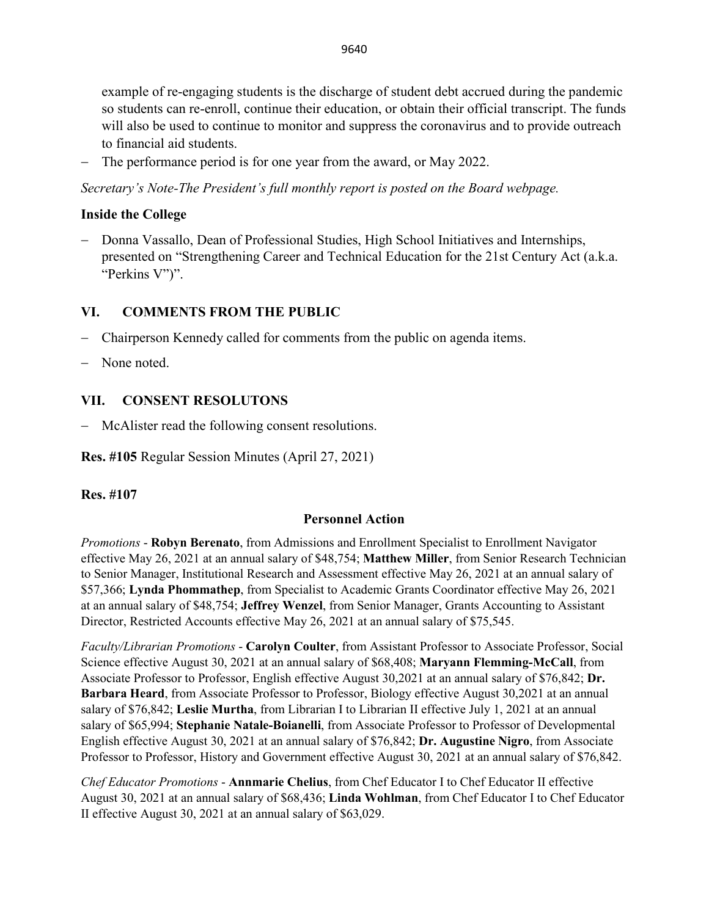example of re-engaging students is the discharge of student debt accrued during the pandemic so students can re-enroll, continue their education, or obtain their official transcript. The funds will also be used to continue to monitor and suppress the coronavirus and to provide outreach to financial aid students.

- The performance period is for one year from the award, or May 2022.

*Secretary's Note-The President's full monthly report is posted on the Board webpage.*

**Inside the College**

- Donna Vassallo, Dean of Professional Studies, High School Initiatives and Internships, presented on "Strengthening Career and Technical Education for the 21st Century Act (a.k.a. "Perkins V")".

## VI. COMMENTS FROM THE PUBLIC

- Chairperson Kennedy called for comments from the public on agenda items.
- None noted.

## VII. CONSENT RESOLUTONS

- McAlister read the following consent resolutions.

**Res. #105** Regular Session Minutes (April 27, 2021)

**Res. #107**

**Personnel Action**

*Promotions* - **Robyn Berenato**, from Admissions and Enrollment Specialist to Enrollment Navigator effective May 26, 2021 at an annual salary of $48,754; **Matthew Miller**, from Senior Research Technician to Senior Manager, Institutional Research and Assessment effective May 26, 2021 at an annual salary of $57,366; **Lynda Phommathep**, from Specialist to Academic Grants Coordinator effective May 26, 2021 at an annual salary of $48,754; **Jeffrey Wenzel**, from Senior Manager, Grants Accounting to Assistant Director, Restricted Accounts effective May 26, 2021 at an annual salary of $75,545.

*Faculty/Librarian Promotions* - **Carolyn Coulter**, from Assistant Professor to Associate Professor, Social Science effective August 30, 2021 at an annual salary of $68,408; **Maryann Flemming-McCall**, from Associate Professor to Professor, English effective August 30,2021 at an annual salary of $76,842; **Dr. Barbara Heard**, from Associate Professor to Professor, Biology effective August 30,2021 at an annual salary of $76,842; **Leslie Murtha**, from Librarian I to Librarian II effective July 1, 2021 at an annual salary of $65,994; **Stephanie Natale-Boianelli**, from Associate Professor to Professor of Developmental English effective August 30, 2021 at an annual salary of $76,842; **Dr. Augustine Nigro**, from Associate Professor to Professor, History and Government effective August 30, 2021 at an annual salary of $76,842.

*Chef Educator Promotions* - **Annmarie Chelius**, from Chef Educator I to Chef Educator II effective August 30, 2021 at an annual salary of $68,436; **Linda Wohlman**, from Chef Educator I to Chef Educator II effective August 30, 2021 at an annual salary of $63,029.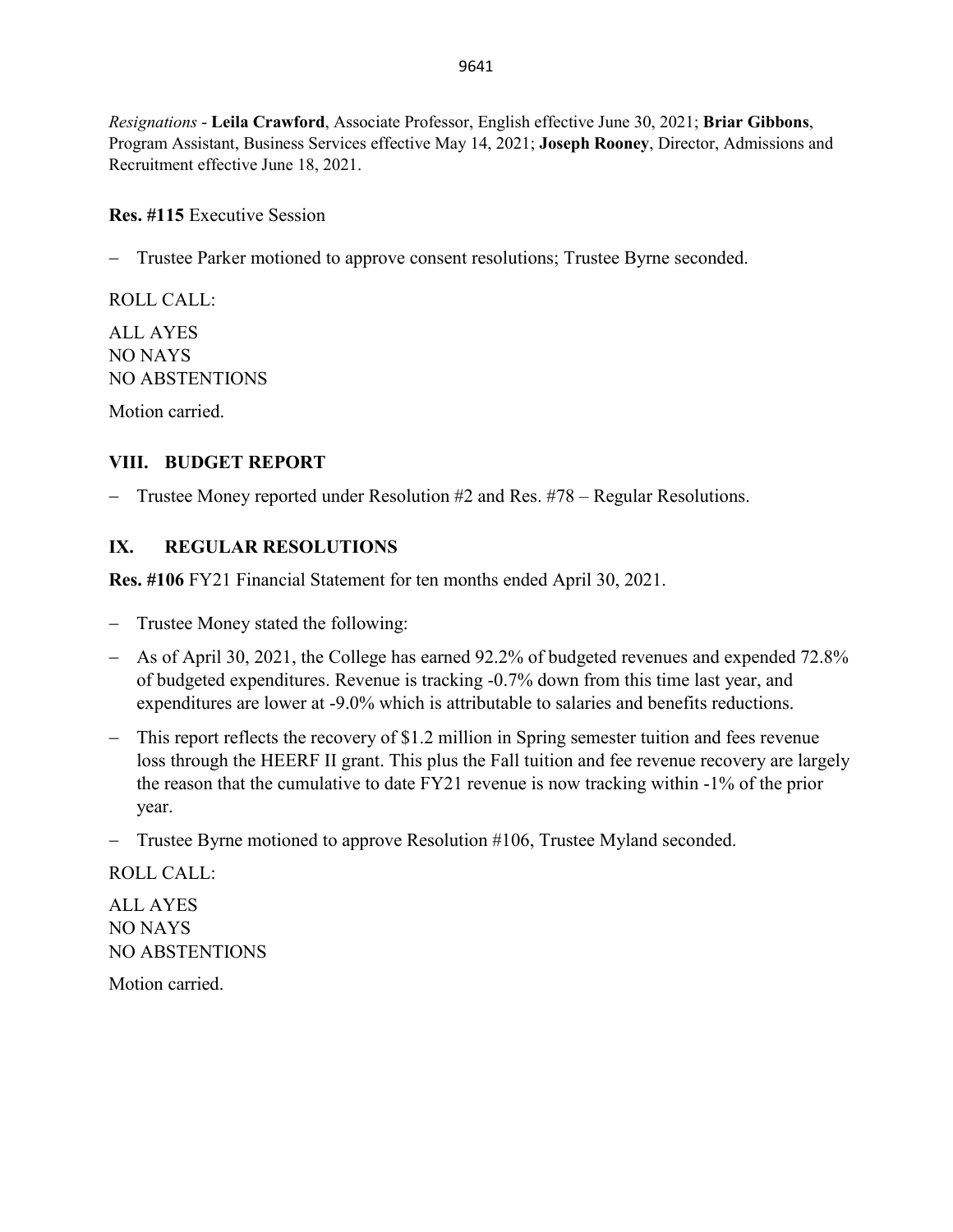*Resignations* - **Leila Crawford**, Associate Professor, English effective June 30, 2021; **Briar Gibbons**, Program Assistant, Business Services effective May 14, 2021; **Joseph Rooney**, Director, Admissions and Recruitment effective June 18, 2021.

**Res. #115** Executive Session

- Trustee Parker motioned to approve consent resolutions; Trustee Byrne seconded.

ROLL CALL:

ALL AYES
NO NAYS
NO ABSTENTIONS

Motion carried.

## VIII. BUDGET REPORT

- Trustee Money reported under Resolution #2 and Res. #78 – Regular Resolutions.

## IX. REGULAR RESOLUTIONS

**Res. #106** FY21 Financial Statement for ten months ended April 30, 2021.

- Trustee Money stated the following:
- As of April 30, 2021, the College has earned 92.2% of budgeted revenues and expended 72.8% of budgeted expenditures. Revenue is tracking -0.7% down from this time last year, and expenditures are lower at -9.0% which is attributable to salaries and benefits reductions.
- This report reflects the recovery of $1.2 million in Spring semester tuition and fees revenue loss through the HEERF II grant. This plus the Fall tuition and fee revenue recovery are largely the reason that the cumulative to date FY21 revenue is now tracking within -1% of the prior year.
- Trustee Byrne motioned to approve Resolution #106, Trustee Myland seconded.

ROLL CALL:

ALL AYES
NO NAYS
NO ABSTENTIONS

Motion carried.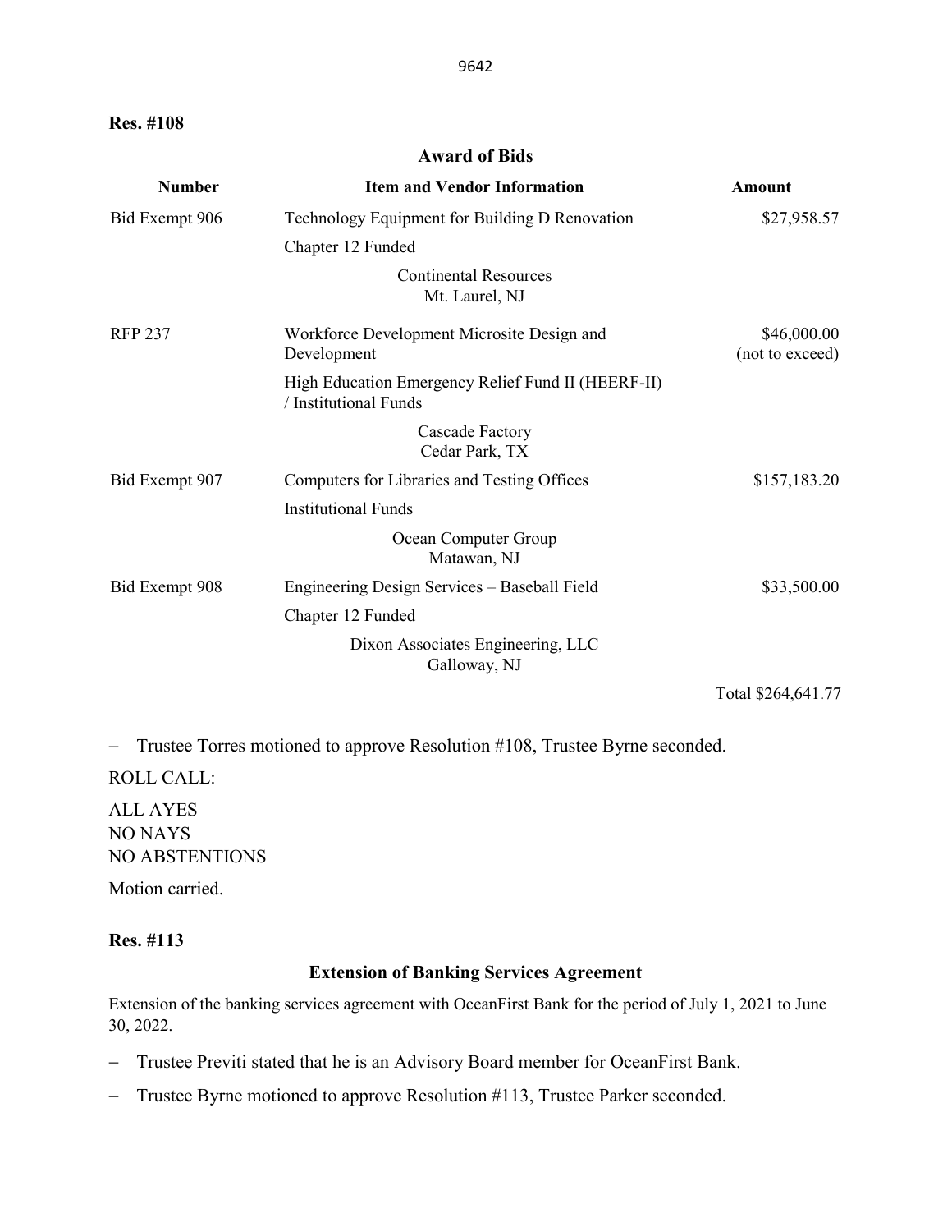**Res. #108**

**Award of Bids**

| Number | Item and Vendor Information | Amount |
|---|---|---|
| Bid Exempt 906 | Technology Equipment for Building D Renovation<br>Chapter 12 Funded<br>Continental Resources<br>Mt. Laurel, NJ | $27,958.57 |
| RFP 237 | Workforce Development Microsite Design and Development<br>High Education Emergency Relief Fund II (HEERF-II) / Institutional Funds<br>Cascade Factory<br>Cedar Park, TX | $46,000.00 (not to exceed) |
| Bid Exempt 907 | Computers for Libraries and Testing Offices<br>Institutional Funds<br>Ocean Computer Group<br>Matawan, NJ | $157,183.20 |
| Bid Exempt 908 | Engineering Design Services – Baseball Field<br>Chapter 12 Funded<br>Dixon Associates Engineering, LLC<br>Galloway, NJ | $33,500.00 |
| | | Total $264,641.77 |

- Trustee Torres motioned to approve Resolution #108, Trustee Byrne seconded.

ROLL CALL:

ALL AYES
NO NAYS
NO ABSTENTIONS

Motion carried.

**Res. #113**

**Extension of Banking Services Agreement**

Extension of the banking services agreement with OceanFirst Bank for the period of July 1, 2021 to June 30, 2022.

- Trustee Previti stated that he is an Advisory Board member for OceanFirst Bank.
- Trustee Byrne motioned to approve Resolution #113, Trustee Parker seconded.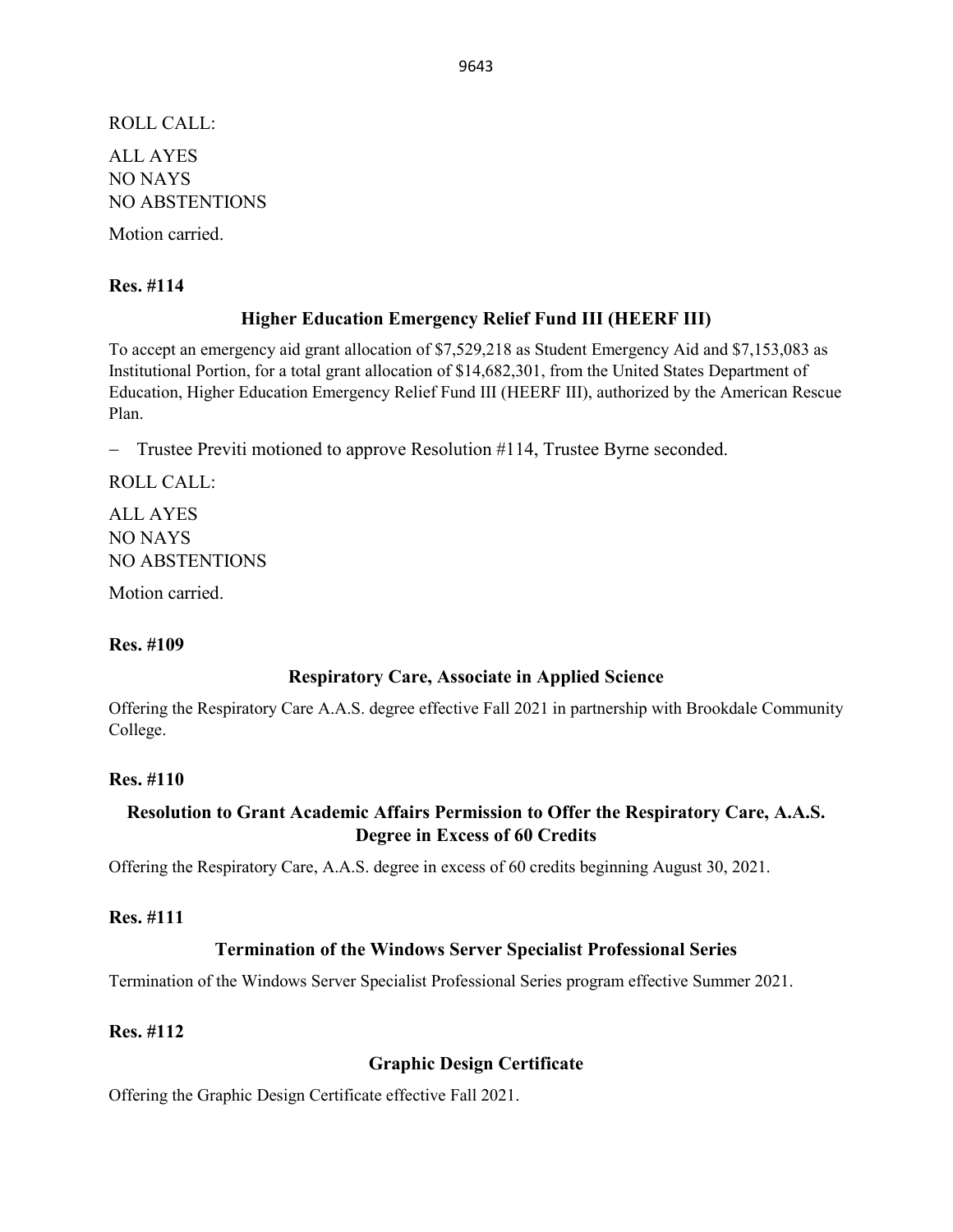ROLL CALL:

ALL AYES
NO NAYS
NO ABSTENTIONS

Motion carried.

**Res. #114**

**Higher Education Emergency Relief Fund III (HEERF III)**

To accept an emergency aid grant allocation of $7,529,218 as Student Emergency Aid and $7,153,083 as Institutional Portion, for a total grant allocation of $14,682,301, from the United States Department of Education, Higher Education Emergency Relief Fund III (HEERF III), authorized by the American Rescue Plan.

– Trustee Previti motioned to approve Resolution #114, Trustee Byrne seconded.

ROLL CALL:

ALL AYES
NO NAYS
NO ABSTENTIONS

Motion carried.

**Res. #109**

**Respiratory Care, Associate in Applied Science**

Offering the Respiratory Care A.A.S. degree effective Fall 2021 in partnership with Brookdale Community College.

**Res. #110**

**Resolution to Grant Academic Affairs Permission to Offer the Respiratory Care, A.A.S. Degree in Excess of 60 Credits**

Offering the Respiratory Care, A.A.S. degree in excess of 60 credits beginning August 30, 2021.

**Res. #111**

**Termination of the Windows Server Specialist Professional Series**

Termination of the Windows Server Specialist Professional Series program effective Summer 2021.

**Res. #112**

**Graphic Design Certificate**

Offering the Graphic Design Certificate effective Fall 2021.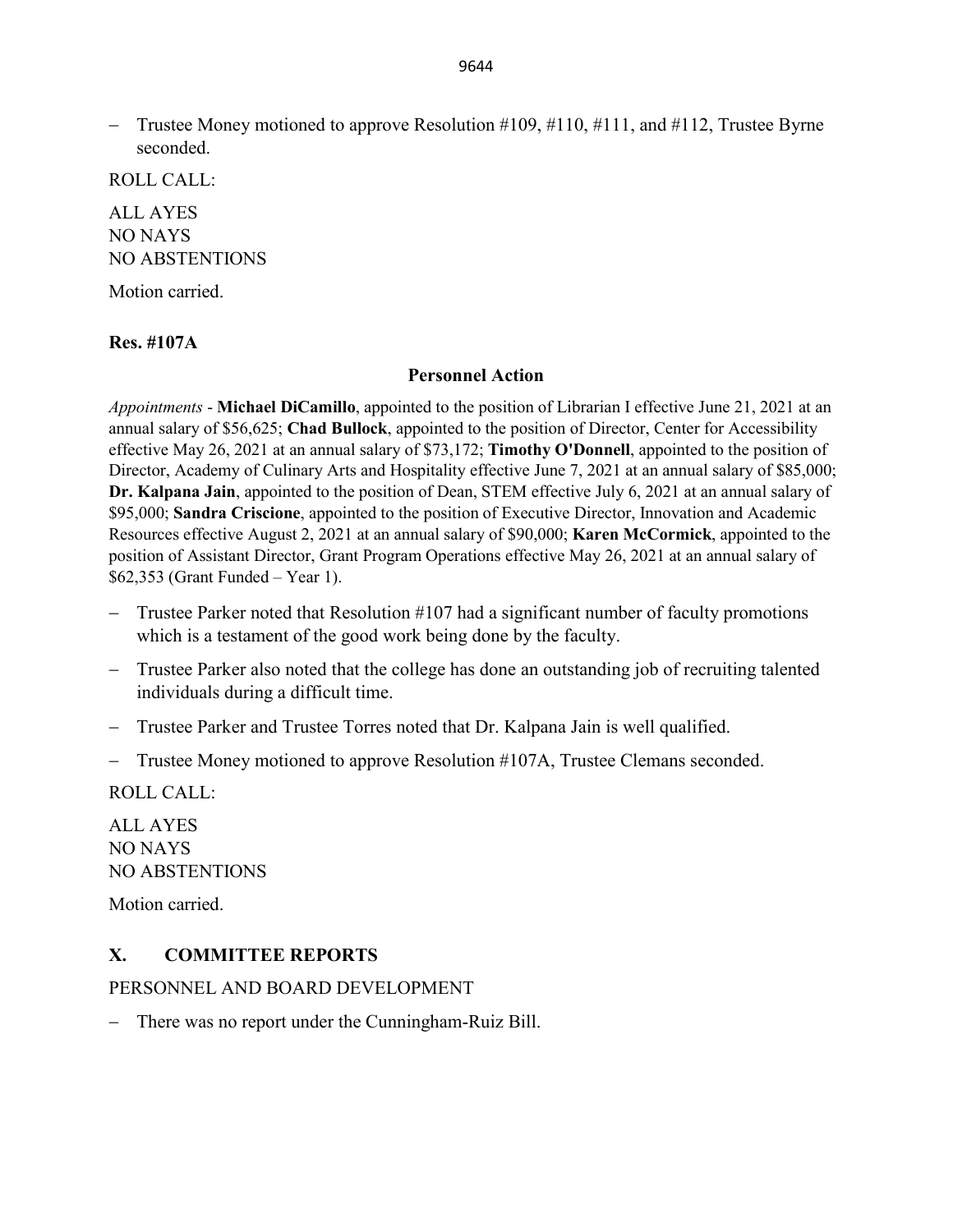- Trustee Money motioned to approve Resolution #109, #110, #111, and #112, Trustee Byrne seconded.

ROLL CALL:

ALL AYES
NO NAYS
NO ABSTENTIONS

Motion carried.

**Res. #107A**

**Personnel Action**

*Appointments* - **Michael DiCamillo**, appointed to the position of Librarian I effective June 21, 2021 at an annual salary of $56,625; **Chad Bullock**, appointed to the position of Director, Center for Accessibility effective May 26, 2021 at an annual salary of $73,172; **Timothy O'Donnell**, appointed to the position of Director, Academy of Culinary Arts and Hospitality effective June 7, 2021 at an annual salary of $85,000; **Dr. Kalpana Jain**, appointed to the position of Dean, STEM effective July 6, 2021 at an annual salary of $95,000; **Sandra Criscione**, appointed to the position of Executive Director, Innovation and Academic Resources effective August 2, 2021 at an annual salary of $90,000; **Karen McCormick**, appointed to the position of Assistant Director, Grant Program Operations effective May 26, 2021 at an annual salary of $62,353 (Grant Funded – Year 1).

- Trustee Parker noted that Resolution #107 had a significant number of faculty promotions which is a testament of the good work being done by the faculty.
- Trustee Parker also noted that the college has done an outstanding job of recruiting talented individuals during a difficult time.
- Trustee Parker and Trustee Torres noted that Dr. Kalpana Jain is well qualified.
- Trustee Money motioned to approve Resolution #107A, Trustee Clemans seconded.

ROLL CALL:

ALL AYES
NO NAYS
NO ABSTENTIONS

Motion carried.

## X. COMMITTEE REPORTS

PERSONNEL AND BOARD DEVELOPMENT

- There was no report under the Cunningham-Ruiz Bill.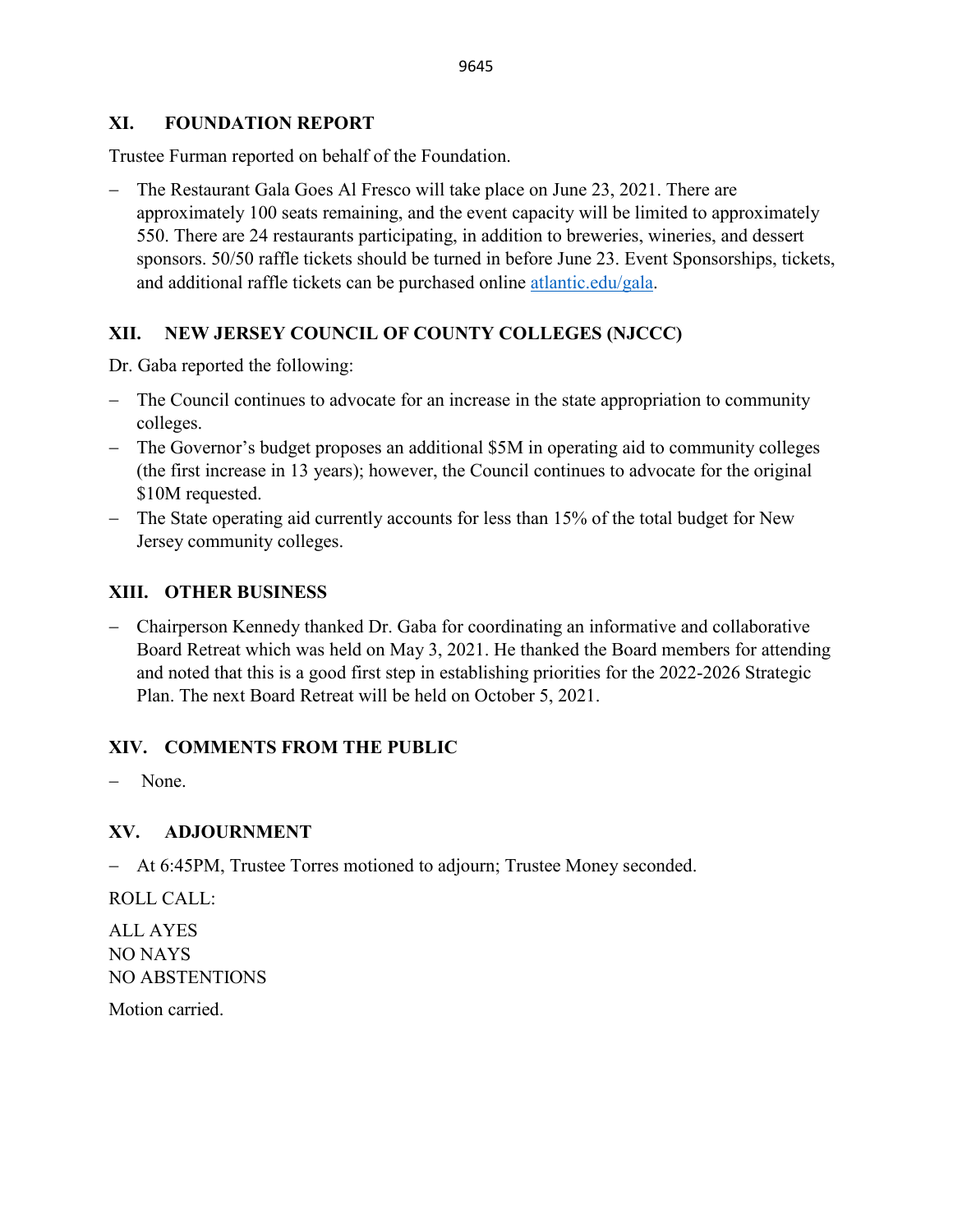## XI. FOUNDATION REPORT

Trustee Furman reported on behalf of the Foundation.

- The Restaurant Gala Goes Al Fresco will take place on June 23, 2021. There are approximately 100 seats remaining, and the event capacity will be limited to approximately 550. There are 24 restaurants participating, in addition to breweries, wineries, and dessert sponsors. 50/50 raffle tickets should be turned in before June 23. Event Sponsorships, tickets, and additional raffle tickets can be purchased online atlantic.edu/gala.

## XII. NEW JERSEY COUNCIL OF COUNTY COLLEGES (NJCCC)

Dr. Gaba reported the following:

- The Council continues to advocate for an increase in the state appropriation to community colleges.
- The Governor's budget proposes an additional $5M in operating aid to community colleges (the first increase in 13 years); however, the Council continues to advocate for the original $10M requested.
- The State operating aid currently accounts for less than 15% of the total budget for New Jersey community colleges.

## XIII. OTHER BUSINESS

- Chairperson Kennedy thanked Dr. Gaba for coordinating an informative and collaborative Board Retreat which was held on May 3, 2021. He thanked the Board members for attending and noted that this is a good first step in establishing priorities for the 2022-2026 Strategic Plan. The next Board Retreat will be held on October 5, 2021.

## XIV. COMMENTS FROM THE PUBLIC

- None.

## XV. ADJOURNMENT

- At 6:45PM, Trustee Torres motioned to adjourn; Trustee Money seconded.

ROLL CALL:

ALL AYES
NO NAYS
NO ABSTENTIONS

Motion carried.